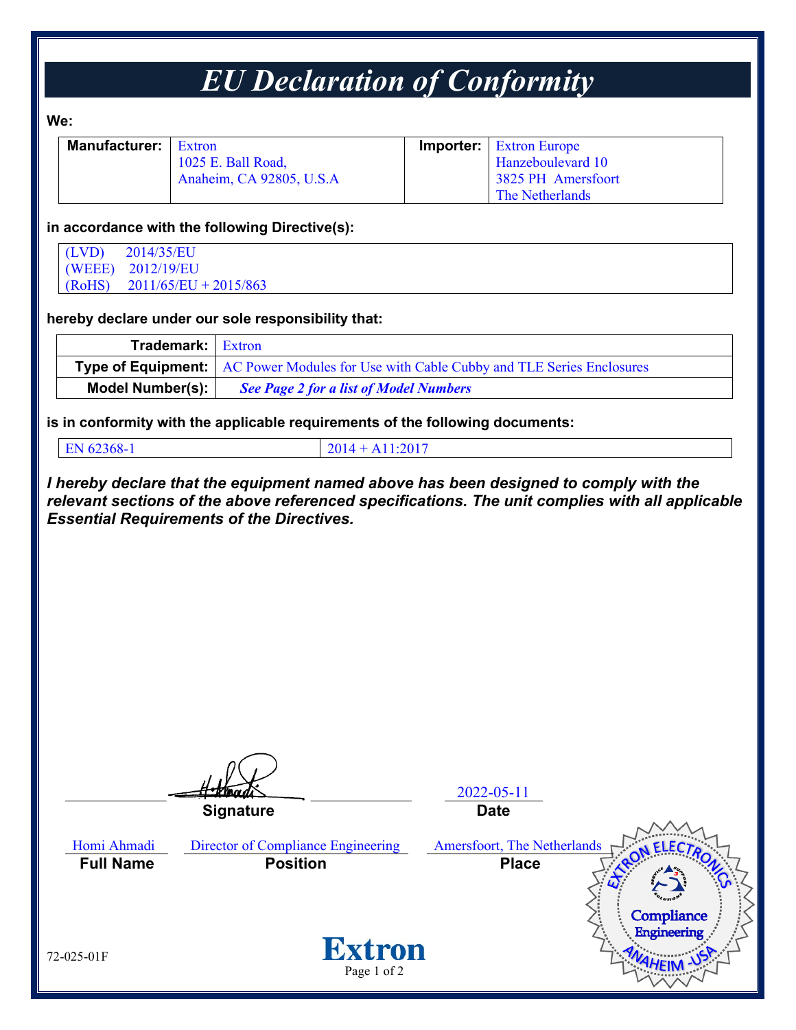# EU Declaration of Conformity

**We:**

| | | | |
|---|---|---|---|
| **Manufacturer:** | Extron<br>1025 E. Ball Road,<br>Anaheim, CA 92805, U.S.A | **Importer:** | Extron Europe<br>Hanzeboulevard 10<br>3825 PH Amersfoort<br>The Netherlands |

**in accordance with the following Directive(s):**

(LVD) 2014/35/EU
(WEEE) 2012/19/EU
(RoHS) 2011/65/EU + 2015/863

**hereby declare under our sole responsibility that:**

| | |
|---|---|
| **Trademark:** | Extron |
| **Type of Equipment:** | AC Power Modules for Use with Cable Cubby and TLE Series Enclosures |
| **Model Number(s):** | ***See Page 2 for a list of Model Numbers*** |

**is in conformity with the applicable requirements of the following documents:**

| | |
|---|---|
| EN 62368-1 | 2014 + A11:2017 |

***I hereby declare that the equipment named above has been designed to comply with the relevant sections of the above referenced specifications. The unit complies with all applicable Essential Requirements of the Directives.***

| | |
|---|---|
| **Signature** | 2022-05-11<br>**Date** |

| | | |
|---|---|---|
| Homi Ahmadi<br>**Full Name** | Director of Compliance Engineering<br>**Position** | Amersfoort, The Netherlands<br>**Place** |

EXTRON ELECTRONICS Compliance Engineering ANAHEIM - USA

72-025-01F

Extron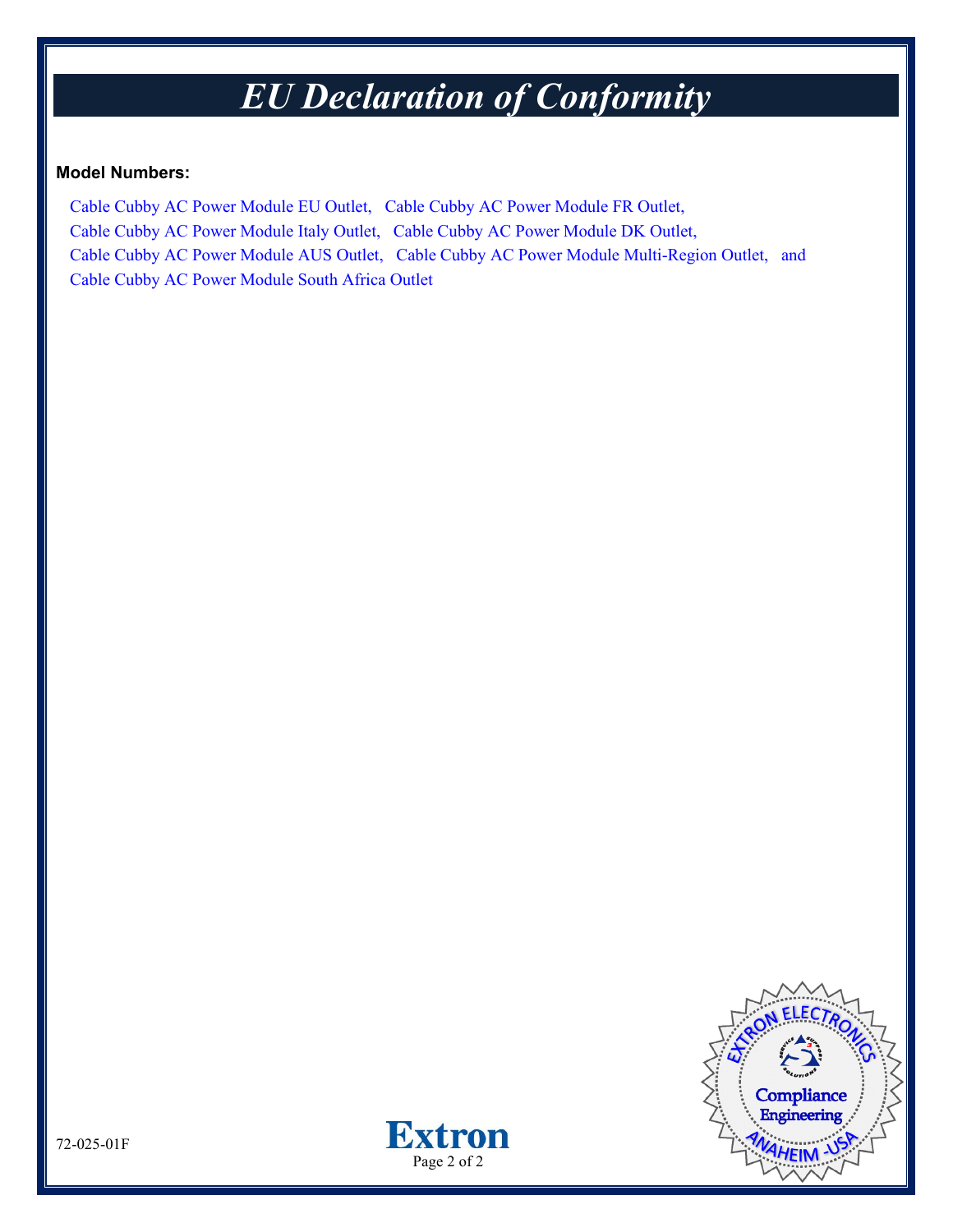# *EU Declaration of Conformity*

**Model Numbers:**

Cable Cubby AC Power Module EU Outlet, Cable Cubby AC Power Module FR Outlet, Cable Cubby AC Power Module Italy Outlet, Cable Cubby AC Power Module DK Outlet, Cable Cubby AC Power Module AUS Outlet, Cable Cubby AC Power Module Multi-Region Outlet, and Cable Cubby AC Power Module South Africa Outlet

72-025-01F

Extron